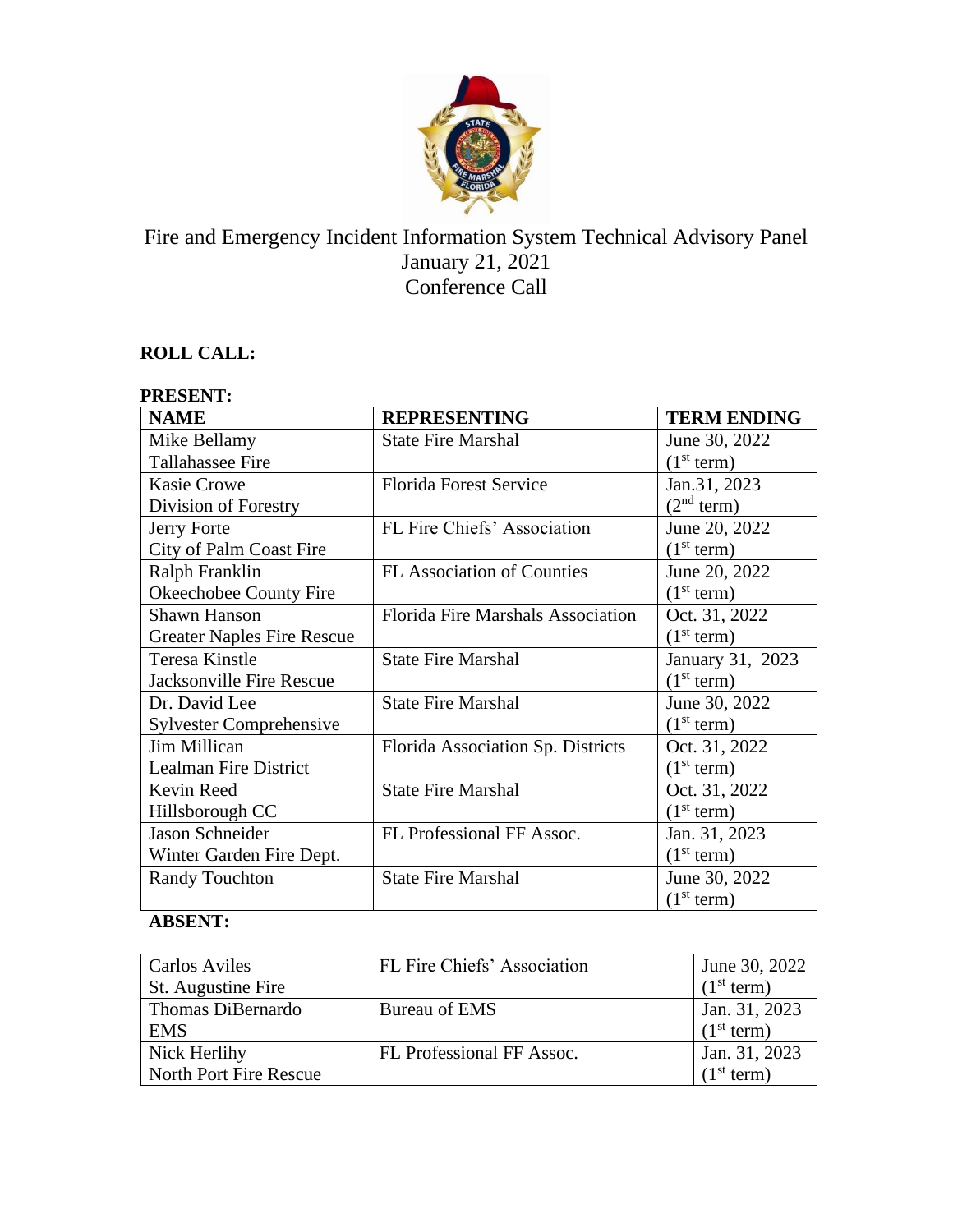Fire and Emergency Incident Information System Technical Advisory Panel
January 21, 2021
Conference Call

**ROLL CALL:**

**PRESENT:**

| **NAME** | **REPRESENTING** | **TERM ENDING** |
|---|---|---|
| Mike Bellamy<br>Tallahassee Fire | State Fire Marshal | June 30, 2022<br>(1st term) |
| Kasie Crowe<br>Division of Forestry | Florida Forest Service | Jan.31, 2023<br>(2nd term) |
| Jerry Forte<br>City of Palm Coast Fire | FL Fire Chiefs' Association | June 20, 2022<br>(1st term) |
| Ralph Franklin<br>Okeechobee County Fire | FL Association of Counties | June 20, 2022<br>(1st term) |
| Shawn Hanson<br>Greater Naples Fire Rescue | Florida Fire Marshals Association | Oct. 31, 2022<br>(1st term) |
| Teresa Kinstle<br>Jacksonville Fire Rescue | State Fire Marshal | January 31, 2023<br>(1st term) |
| Dr. David Lee<br>Sylvester Comprehensive | State Fire Marshal | June 30, 2022<br>(1st term) |
| Jim Millican<br>Lealman Fire District | Florida Association Sp. Districts | Oct. 31, 2022<br>(1st term) |
| Kevin Reed<br>Hillsborough CC | State Fire Marshal | Oct. 31, 2022<br>(1st term) |
| Jason Schneider<br>Winter Garden Fire Dept. | FL Professional FF Assoc. | Jan. 31, 2023<br>(1st term) |
| Randy Touchton | State Fire Marshal | June 30, 2022<br>(1st term) |

**ABSENT:**

| | | |
|---|---|---|
| Carlos Aviles<br>St. Augustine Fire | FL Fire Chiefs' Association | June 30, 2022<br>(1st term) |
| Thomas DiBernardo<br>EMS | Bureau of EMS | Jan. 31, 2023<br>(1st term) |
| Nick Herlihy<br>North Port Fire Rescue | FL Professional FF Assoc. | Jan. 31, 2023<br>(1st term) |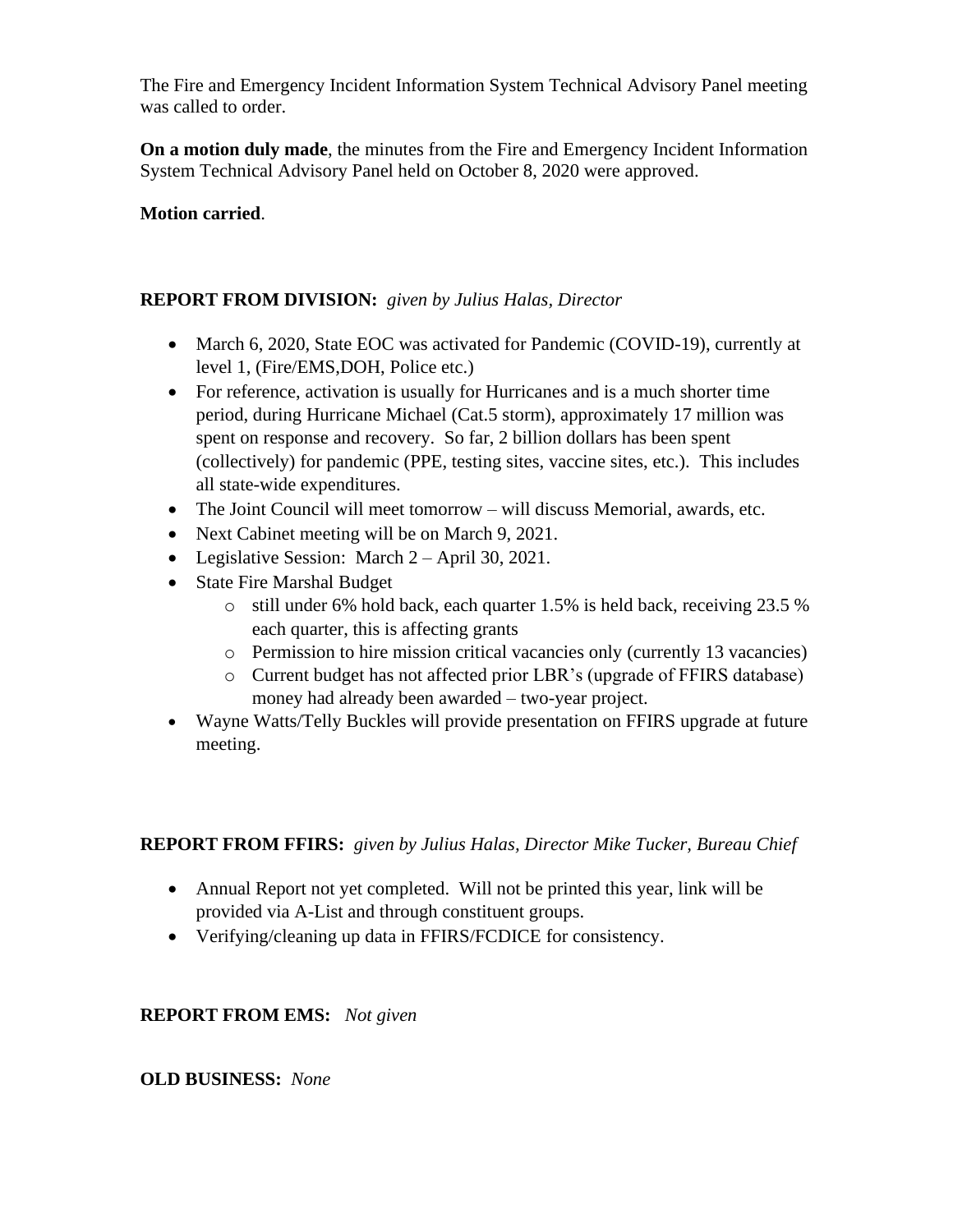The Fire and Emergency Incident Information System Technical Advisory Panel meeting was called to order.

**On a motion duly made**, the minutes from the Fire and Emergency Incident Information System Technical Advisory Panel held on October 8, 2020 were approved.

**Motion carried**.

**REPORT FROM DIVISION:** *given by Julius Halas, Director*

- March 6, 2020, State EOC was activated for Pandemic (COVID-19), currently at level 1, (Fire/EMS,DOH, Police etc.)
- For reference, activation is usually for Hurricanes and is a much shorter time period, during Hurricane Michael (Cat.5 storm), approximately 17 million was spent on response and recovery. So far, 2 billion dollars has been spent (collectively) for pandemic (PPE, testing sites, vaccine sites, etc.). This includes all state-wide expenditures.
- The Joint Council will meet tomorrow – will discuss Memorial, awards, etc.
- Next Cabinet meeting will be on March 9, 2021.
- Legislative Session: March 2 – April 30, 2021.
- State Fire Marshal Budget
  - still under 6% hold back, each quarter 1.5% is held back, receiving 23.5 % each quarter, this is affecting grants
  - Permission to hire mission critical vacancies only (currently 13 vacancies)
  - Current budget has not affected prior LBR's (upgrade of FFIRS database) money had already been awarded – two-year project.
- Wayne Watts/Telly Buckles will provide presentation on FFIRS upgrade at future meeting.

**REPORT FROM FFIRS:** *given by Julius Halas, Director Mike Tucker, Bureau Chief*

- Annual Report not yet completed. Will not be printed this year, link will be provided via A-List and through constituent groups.
- Verifying/cleaning up data in FFIRS/FCDICE for consistency.

**REPORT FROM EMS:** *Not given*

**OLD BUSINESS:** *None*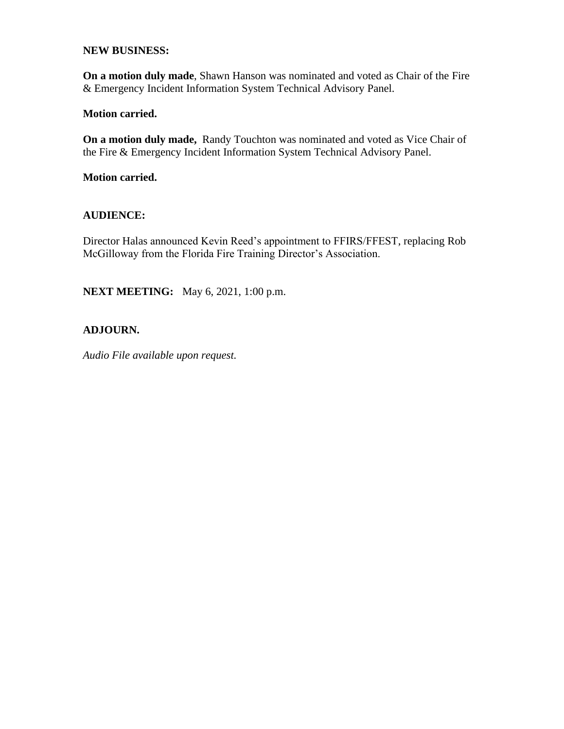**NEW BUSINESS:**

**On a motion duly made**, Shawn Hanson was nominated and voted as Chair of the Fire & Emergency Incident Information System Technical Advisory Panel.

**Motion carried.**

**On a motion duly made,** Randy Touchton was nominated and voted as Vice Chair of the Fire & Emergency Incident Information System Technical Advisory Panel.

**Motion carried.**

**AUDIENCE:**

Director Halas announced Kevin Reed's appointment to FFIRS/FFEST, replacing Rob McGilloway from the Florida Fire Training Director's Association.

**NEXT MEETING:** May 6, 2021, 1:00 p.m.

**ADJOURN.**

*Audio File available upon request.*